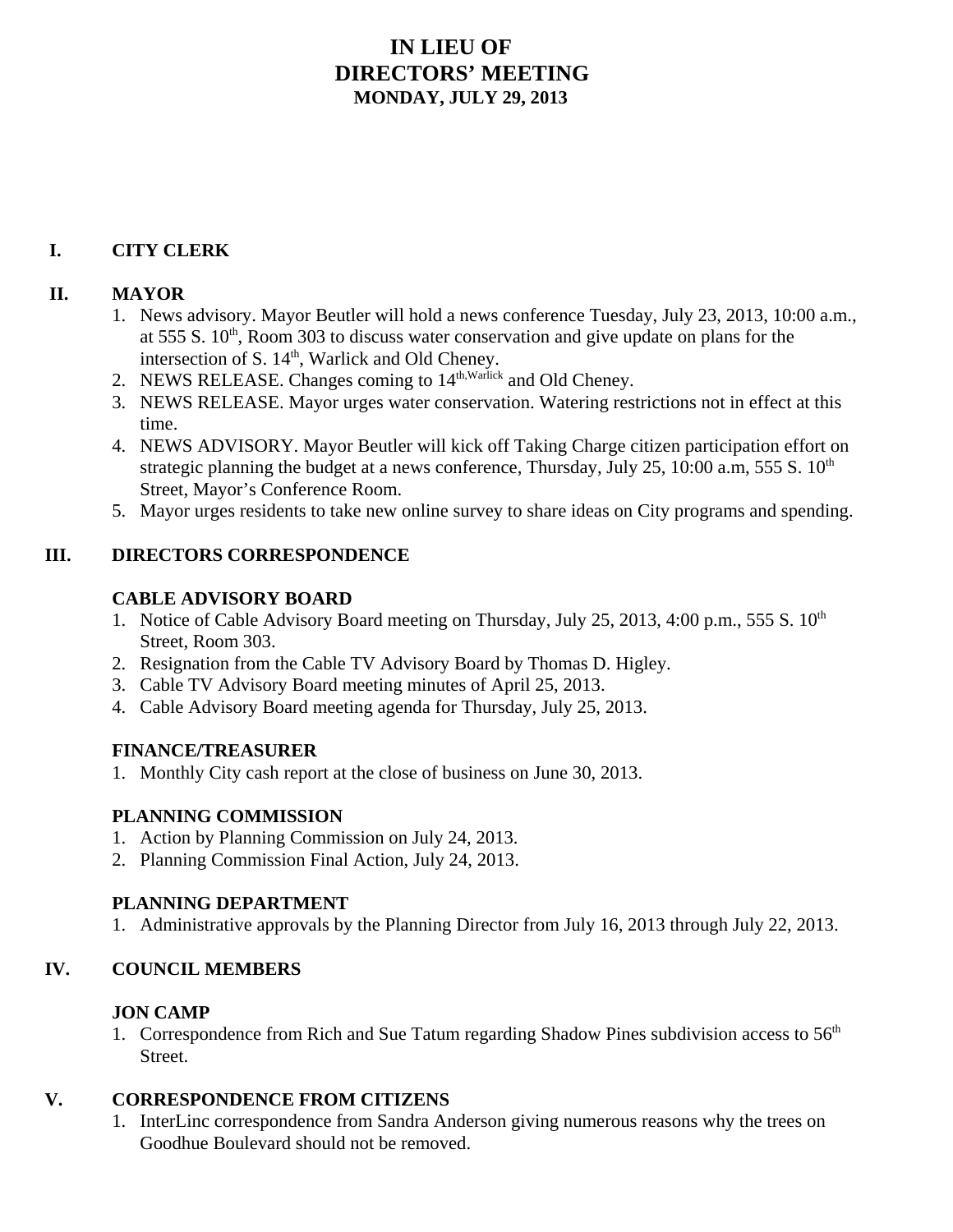# IN LIEU OF
# DIRECTORS' MEETING
### MONDAY, JULY 29, 2013

## I. CITY CLERK

## II. MAYOR

1. News advisory. Mayor Beutler will hold a news conference Tuesday, July 23, 2013, 10:00 a.m., at 555 S. 10th, Room 303 to discuss water conservation and give update on plans for the intersection of S. 14th, Warlick and Old Cheney.
2. NEWS RELEASE. Changes coming to 14th,Warlick and Old Cheney.
3. NEWS RELEASE. Mayor urges water conservation. Watering restrictions not in effect at this time.
4. NEWS ADVISORY. Mayor Beutler will kick off Taking Charge citizen participation effort on strategic planning the budget at a news conference, Thursday, July 25, 10:00 a.m, 555 S. 10th Street, Mayor's Conference Room.
5. Mayor urges residents to take new online survey to share ideas on City programs and spending.

## III. DIRECTORS CORRESPONDENCE

### CABLE ADVISORY BOARD

1. Notice of Cable Advisory Board meeting on Thursday, July 25, 2013, 4:00 p.m., 555 S. 10th Street, Room 303.
2. Resignation from the Cable TV Advisory Board by Thomas D. Higley.
3. Cable TV Advisory Board meeting minutes of April 25, 2013.
4. Cable Advisory Board meeting agenda for Thursday, July 25, 2013.

### FINANCE/TREASURER

1. Monthly City cash report at the close of business on June 30, 2013.

### PLANNING COMMISSION

1. Action by Planning Commission on July 24, 2013.
2. Planning Commission Final Action, July 24, 2013.

### PLANNING DEPARTMENT

1. Administrative approvals by the Planning Director from July 16, 2013 through July 22, 2013.

## IV. COUNCIL MEMBERS

### JON CAMP

1. Correspondence from Rich and Sue Tatum regarding Shadow Pines subdivision access to 56th Street.

## V. CORRESPONDENCE FROM CITIZENS

1. InterLinc correspondence from Sandra Anderson giving numerous reasons why the trees on Goodhue Boulevard should not be removed.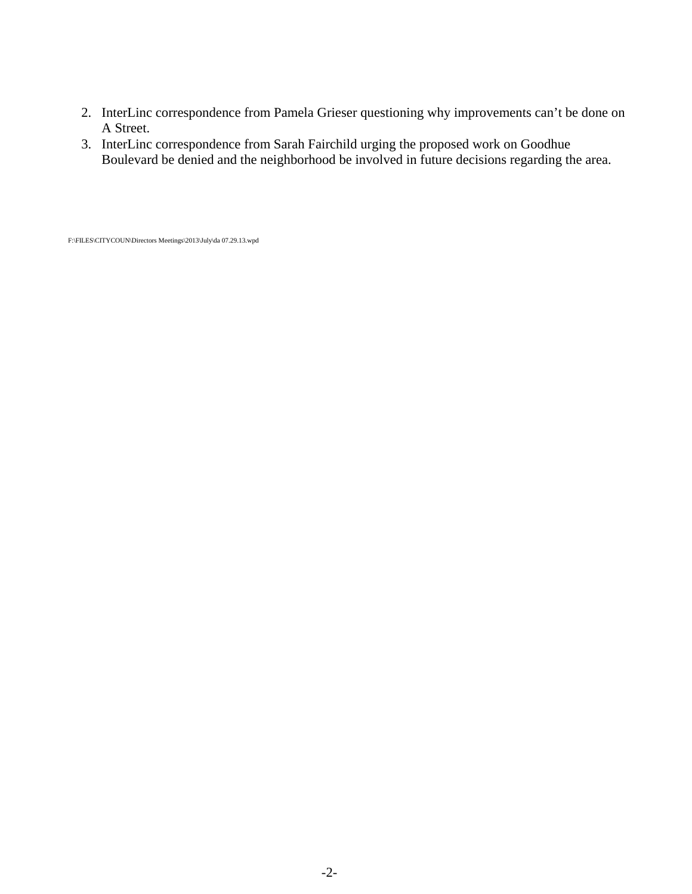2. InterLinc correspondence from Pamela Grieser questioning why improvements can't be done on A Street.
3. InterLinc correspondence from Sarah Fairchild urging the proposed work on Goodhue Boulevard be denied and the neighborhood be involved in future decisions regarding the area.

F:\FILES\CITYCOUN\Directors Meetings\2013\July\da 07.29.13.wpd